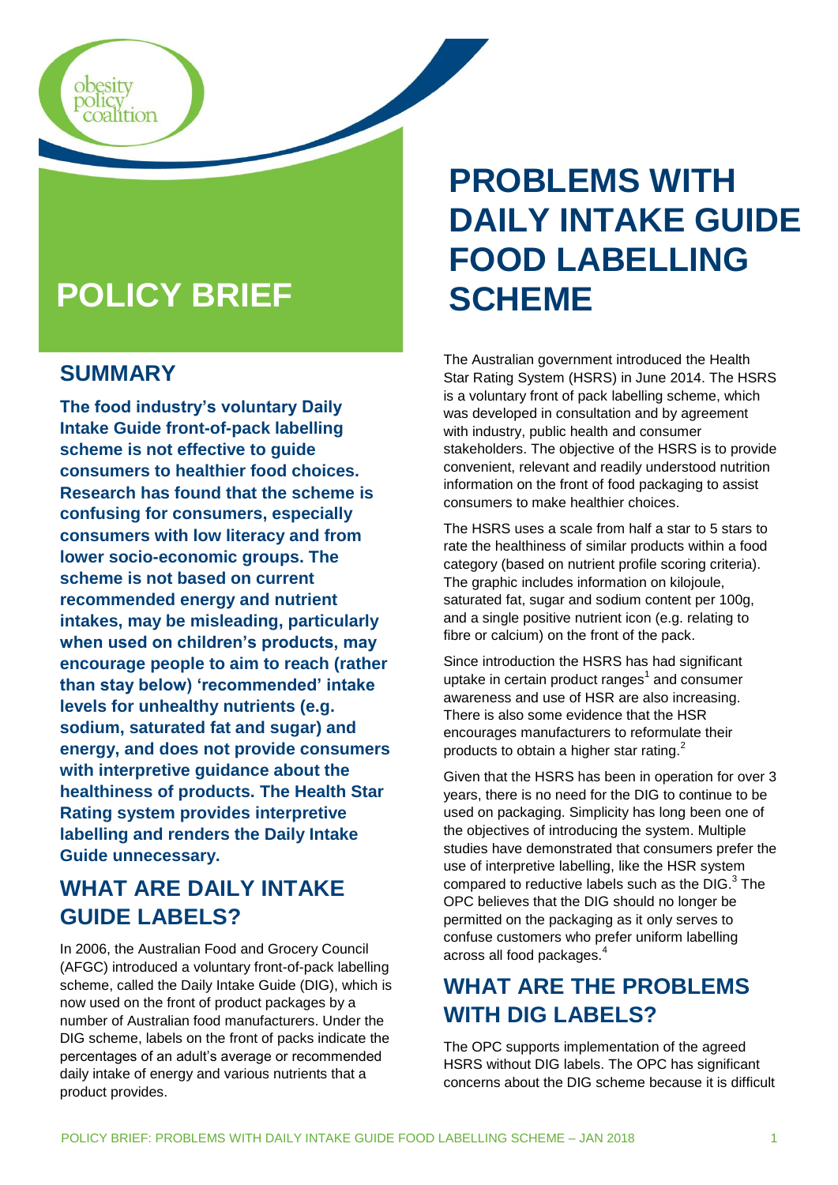obesity policy coalition

# POLICY BRIEF

# PROBLEMS WITH DAILY INTAKE GUIDE FOOD LABELLING SCHEME

## SUMMARY

**The food industry's voluntary Daily Intake Guide front-of-pack labelling scheme is not effective to guide consumers to healthier food choices. Research has found that the scheme is confusing for consumers, especially consumers with low literacy and from lower socio-economic groups. The scheme is not based on current recommended energy and nutrient intakes, may be misleading, particularly when used on children's products, may encourage people to aim to reach (rather than stay below) 'recommended' intake levels for unhealthy nutrients (e.g. sodium, saturated fat and sugar) and energy, and does not provide consumers with interpretive guidance about the healthiness of products. The Health Star Rating system provides interpretive labelling and renders the Daily Intake Guide unnecessary.**

## WHAT ARE DAILY INTAKE GUIDE LABELS?

In 2006, the Australian Food and Grocery Council (AFGC) introduced a voluntary front-of-pack labelling scheme, called the Daily Intake Guide (DIG), which is now used on the front of product packages by a number of Australian food manufacturers. Under the DIG scheme, labels on the front of packs indicate the percentages of an adult's average or recommended daily intake of energy and various nutrients that a product provides.

The Australian government introduced the Health Star Rating System (HSRS) in June 2014. The HSRS is a voluntary front of pack labelling scheme, which was developed in consultation and by agreement with industry, public health and consumer stakeholders. The objective of the HSRS is to provide convenient, relevant and readily understood nutrition information on the front of food packaging to assist consumers to make healthier choices.

The HSRS uses a scale from half a star to 5 stars to rate the healthiness of similar products within a food category (based on nutrient profile scoring criteria). The graphic includes information on kilojoule, saturated fat, sugar and sodium content per 100g, and a single positive nutrient icon (e.g. relating to fibre or calcium) on the front of the pack.

Since introduction the HSRS has had significant uptake in certain product ranges[1] and consumer awareness and use of HSR are also increasing. There is also some evidence that the HSR encourages manufacturers to reformulate their products to obtain a higher star rating.[2]

Given that the HSRS has been in operation for over 3 years, there is no need for the DIG to continue to be used on packaging. Simplicity has long been one of the objectives of introducing the system. Multiple studies have demonstrated that consumers prefer the use of interpretive labelling, like the HSR system compared to reductive labels such as the DIG.[3] The OPC believes that the DIG should no longer be permitted on the packaging as it only serves to confuse customers who prefer uniform labelling across all food packages.[4]

## WHAT ARE THE PROBLEMS WITH DIG LABELS?

The OPC supports implementation of the agreed HSRS without DIG labels. The OPC has significant concerns about the DIG scheme because it is difficult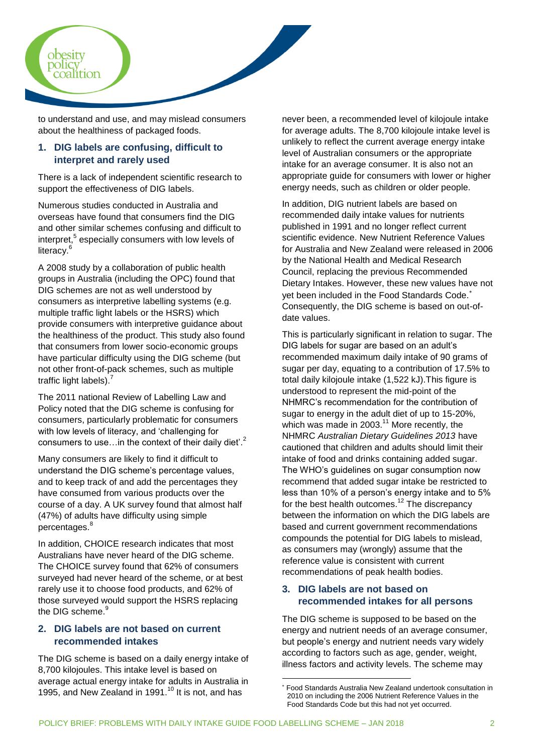to understand and use, and may mislead consumers about the healthiness of packaged foods.

## 1. DIG labels are confusing, difficult to interpret and rarely used

There is a lack of independent scientific research to support the effectiveness of DIG labels.

Numerous studies conducted in Australia and overseas have found that consumers find the DIG and other similar schemes confusing and difficult to interpret,[5] especially consumers with low levels of literacy.[6]

A 2008 study by a collaboration of public health groups in Australia (including the OPC) found that DIG schemes are not as well understood by consumers as interpretive labelling systems (e.g. multiple traffic light labels or the HSRS) which provide consumers with interpretive guidance about the healthiness of the product. This study also found that consumers from lower socio-economic groups have particular difficulty using the DIG scheme (but not other front-of-pack schemes, such as multiple traffic light labels).[7]

The 2011 national Review of Labelling Law and Policy noted that the DIG scheme is confusing for consumers, particularly problematic for consumers with low levels of literacy, and 'challenging for consumers to use…in the context of their daily diet'.[2]

Many consumers are likely to find it difficult to understand the DIG scheme's percentage values, and to keep track of and add the percentages they have consumed from various products over the course of a day. A UK survey found that almost half (47%) of adults have difficulty using simple percentages.[8]

In addition, CHOICE research indicates that most Australians have never heard of the DIG scheme. The CHOICE survey found that 62% of consumers surveyed had never heard of the scheme, or at best rarely use it to choose food products, and 62% of those surveyed would support the HSRS replacing the DIG scheme.[9]

## 2. DIG labels are not based on current recommended intakes

The DIG scheme is based on a daily energy intake of 8,700 kilojoules. This intake level is based on average actual energy intake for adults in Australia in 1995, and New Zealand in 1991.[10] It is not, and has never been, a recommended level of kilojoule intake for average adults. The 8,700 kilojoule intake level is unlikely to reflect the current average energy intake level of Australian consumers or the appropriate intake for an average consumer. It is also not an appropriate guide for consumers with lower or higher energy needs, such as children or older people.

In addition, DIG nutrient labels are based on recommended daily intake values for nutrients published in 1991 and no longer reflect current scientific evidence. New Nutrient Reference Values for Australia and New Zealand were released in 2006 by the National Health and Medical Research Council, replacing the previous Recommended Dietary Intakes. However, these new values have not yet been included in the Food Standards Code.[*] Consequently, the DIG scheme is based on out-of-date values.

This is particularly significant in relation to sugar. The DIG labels for sugar are based on an adult's recommended maximum daily intake of 90 grams of sugar per day, equating to a contribution of 17.5% to total daily kilojoule intake (1,522 kJ).This figure is understood to represent the mid-point of the NHMRC's recommendation for the contribution of sugar to energy in the adult diet of up to 15-20%, which was made in 2003.[11] More recently, the NHMRC *Australian Dietary Guidelines 2013* have cautioned that children and adults should limit their intake of food and drinks containing added sugar. The WHO's guidelines on sugar consumption now recommend that added sugar intake be restricted to less than 10% of a person's energy intake and to 5% for the best health outcomes.[12] The discrepancy between the information on which the DIG labels are based and current government recommendations compounds the potential for DIG labels to mislead, as consumers may (wrongly) assume that the reference value is consistent with current recommendations of peak health bodies.

## 3. DIG labels are not based on recommended intakes for all persons

The DIG scheme is supposed to be based on the energy and nutrient needs of an average consumer, but people's energy and nutrient needs vary widely according to factors such as age, gender, weight, illness factors and activity levels. The scheme may

[*] Food Standards Australia New Zealand undertook consultation in 2010 on including the 2006 Nutrient Reference Values in the Food Standards Code but this had not yet occurred.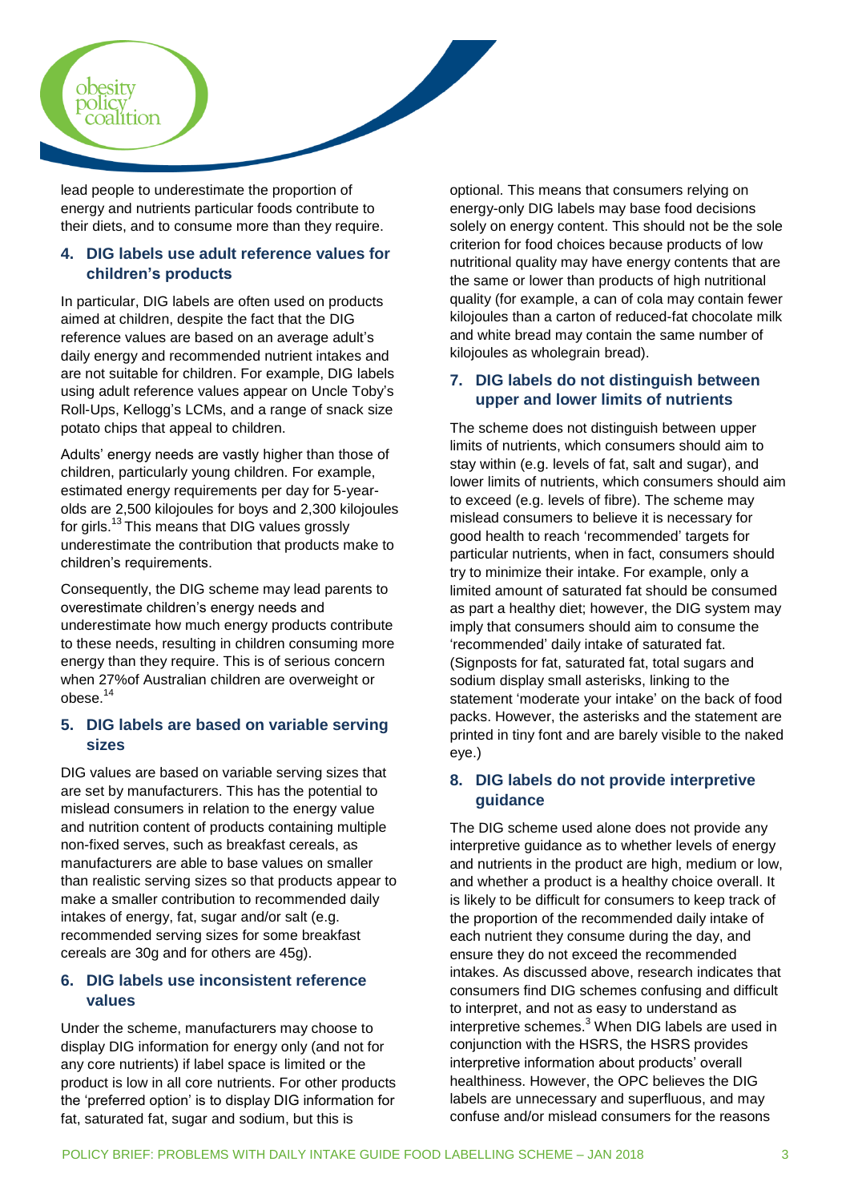lead people to underestimate the proportion of energy and nutrients particular foods contribute to their diets, and to consume more than they require.

### 4. DIG labels use adult reference values for children's products

In particular, DIG labels are often used on products aimed at children, despite the fact that the DIG reference values are based on an average adult's daily energy and recommended nutrient intakes and are not suitable for children. For example, DIG labels using adult reference values appear on Uncle Toby's Roll-Ups, Kellogg's LCMs, and a range of snack size potato chips that appeal to children.

Adults' energy needs are vastly higher than those of children, particularly young children. For example, estimated energy requirements per day for 5-year-olds are 2,500 kilojoules for boys and 2,300 kilojoules for girls.[13] This means that DIG values grossly underestimate the contribution that products make to children's requirements.

Consequently, the DIG scheme may lead parents to overestimate children's energy needs and underestimate how much energy products contribute to these needs, resulting in children consuming more energy than they require. This is of serious concern when 27%of Australian children are overweight or obese.[14]

### 5. DIG labels are based on variable serving sizes

DIG values are based on variable serving sizes that are set by manufacturers. This has the potential to mislead consumers in relation to the energy value and nutrition content of products containing multiple non-fixed serves, such as breakfast cereals, as manufacturers are able to base values on smaller than realistic serving sizes so that products appear to make a smaller contribution to recommended daily intakes of energy, fat, sugar and/or salt (e.g. recommended serving sizes for some breakfast cereals are 30g and for others are 45g).

### 6. DIG labels use inconsistent reference values

Under the scheme, manufacturers may choose to display DIG information for energy only (and not for any core nutrients) if label space is limited or the product is low in all core nutrients. For other products the 'preferred option' is to display DIG information for fat, saturated fat, sugar and sodium, but this is optional. This means that consumers relying on energy-only DIG labels may base food decisions solely on energy content. This should not be the sole criterion for food choices because products of low nutritional quality may have energy contents that are the same or lower than products of high nutritional quality (for example, a can of cola may contain fewer kilojoules than a carton of reduced-fat chocolate milk and white bread may contain the same number of kilojoules as wholegrain bread).

### 7. DIG labels do not distinguish between upper and lower limits of nutrients

The scheme does not distinguish between upper limits of nutrients, which consumers should aim to stay within (e.g. levels of fat, salt and sugar), and lower limits of nutrients, which consumers should aim to exceed (e.g. levels of fibre). The scheme may mislead consumers to believe it is necessary for good health to reach 'recommended' targets for particular nutrients, when in fact, consumers should try to minimize their intake. For example, only a limited amount of saturated fat should be consumed as part a healthy diet; however, the DIG system may imply that consumers should aim to consume the 'recommended' daily intake of saturated fat. (Signposts for fat, saturated fat, total sugars and sodium display small asterisks, linking to the statement 'moderate your intake' on the back of food packs. However, the asterisks and the statement are printed in tiny font and are barely visible to the naked eye.)

### 8. DIG labels do not provide interpretive guidance

The DIG scheme used alone does not provide any interpretive guidance as to whether levels of energy and nutrients in the product are high, medium or low, and whether a product is a healthy choice overall. It is likely to be difficult for consumers to keep track of the proportion of the recommended daily intake of each nutrient they consume during the day, and ensure they do not exceed the recommended intakes. As discussed above, research indicates that consumers find DIG schemes confusing and difficult to interpret, and not as easy to understand as interpretive schemes.[3] When DIG labels are used in conjunction with the HSRS, the HSRS provides interpretive information about products' overall healthiness. However, the OPC believes the DIG labels are unnecessary and superfluous, and may confuse and/or mislead consumers for the reasons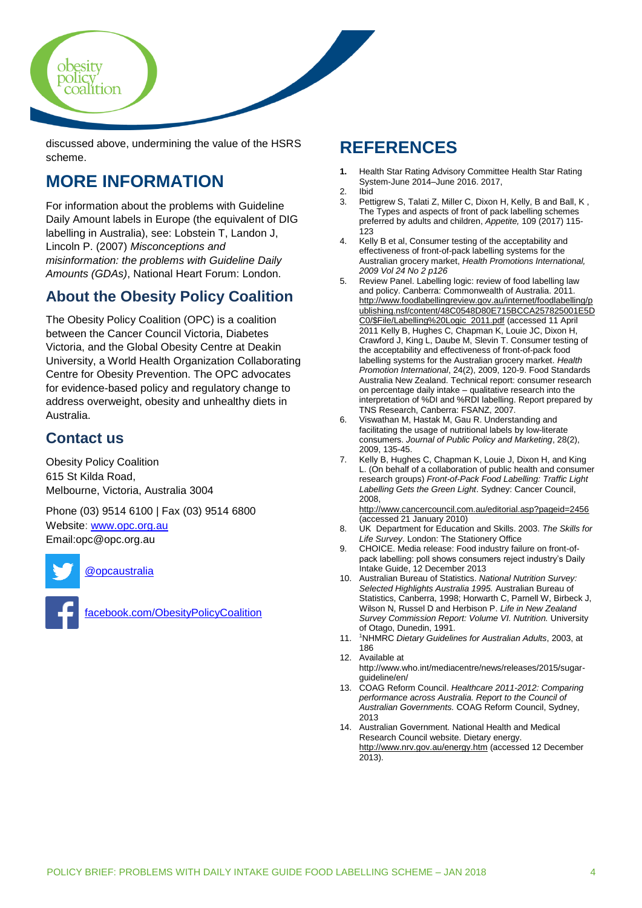discussed above, undermining the value of the HSRS scheme.

## MORE INFORMATION

For information about the problems with Guideline Daily Amount labels in Europe (the equivalent of DIG labelling in Australia), see: Lobstein T, Landon J, Lincoln P. (2007) *Misconceptions and misinformation: the problems with Guideline Daily Amounts (GDAs)*, National Heart Forum: London.

### About the Obesity Policy Coalition

The Obesity Policy Coalition (OPC) is a coalition between the Cancer Council Victoria, Diabetes Victoria, and the Global Obesity Centre at Deakin University, a World Health Organization Collaborating Centre for Obesity Prevention. The OPC advocates for evidence-based policy and regulatory change to address overweight, obesity and unhealthy diets in Australia.

### Contact us

Obesity Policy Coalition
615 St Kilda Road,
Melbourne, Victoria, Australia 3004

Phone (03) 9514 6100 | Fax (03) 9514 6800
Website: www.opc.org.au
Email:opc@opc.org.au

@opcaustralia

facebook.com/ObesityPolicyCoalition

## REFERENCES

1. Health Star Rating Advisory Committee Health Star Rating System-June 2014–June 2016. 2017,
2. Ibid
3. Pettigrew S, Talati Z, Miller C, Dixon H, Kelly, B and Ball, K , The Types and aspects of front of pack labelling schemes preferred by adults and children, *Appetite,* 109 (2017) 115-123
4. Kelly B et al, Consumer testing of the acceptability and effectiveness of front-of-pack labelling systems for the Australian grocery market, *Health Promotions International, 2009 Vol 24 No 2 p126*
5. Review Panel. Labelling logic: review of food labelling law and policy. Canberra: Commonwealth of Australia. 2011. http://www.foodlabellingreview.gov.au/internet/foodlabelling/publishing.nsf/content/48C0548D80E715BCCA257825001E5DC0/$File/Labelling%20Logic_2011.pdf (accessed 11 April 2011 Kelly B, Hughes C, Chapman K, Louie JC, Dixon H, Crawford J, King L, Daube M, Slevin T. Consumer testing of the acceptability and effectiveness of front-of-pack food labelling systems for the Australian grocery market. *Health Promotion International*, 24(2), 2009, 120-9. Food Standards Australia New Zealand. Technical report: consumer research on percentage daily intake – qualitative research into the interpretation of %DI and %RDI labelling. Report prepared by TNS Research, Canberra: FSANZ, 2007.
6. Viswathan M, Hastak M, Gau R. Understanding and facilitating the usage of nutritional labels by low-literate consumers. *Journal of Public Policy and Marketing*, 28(2), 2009, 135-45.
7. Kelly B, Hughes C, Chapman K, Louie J, Dixon H, and King L. (On behalf of a collaboration of public health and consumer research groups) *Front-of-Pack Food Labelling: Traffic Light Labelling Gets the Green Light*. Sydney: Cancer Council, 2008, http://www.cancercouncil.com.au/editorial.asp?pageid=2456 (accessed 21 January 2010)
8. UK Department for Education and Skills. 2003. *The Skills for Life Survey*. London: The Stationery Office
9. CHOICE. Media release: Food industry failure on front-of-pack labelling: poll shows consumers reject industry's Daily Intake Guide, 12 December 2013
10. Australian Bureau of Statistics. *National Nutrition Survey: Selected Highlights Australia 1995.* Australian Bureau of Statistics, Canberra, 1998; Horwarth C, Parnell W, Birbeck J, Wilson N, Russel D and Herbison P. *Life in New Zealand Survey Commission Report: Volume VI. Nutrition.* University of Otago, Dunedin, 1991.
11. [1]NHMRC *Dietary Guidelines for Australian Adults*, 2003, at 186
12. Available at http://www.who.int/mediacentre/news/releases/2015/sugar-guideline/en/
13. COAG Reform Council. *Healthcare 2011-2012: Comparing performance across Australia. Report to the Council of Australian Governments.* COAG Reform Council, Sydney, 2013
14. Australian Government. National Health and Medical Research Council website. Dietary energy. http://www.nrv.gov.au/energy.htm (accessed 12 December 2013).